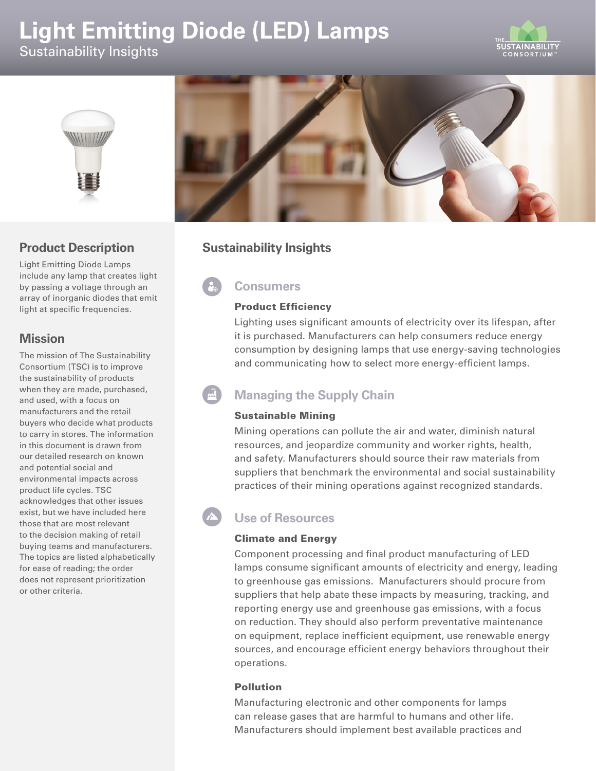# Light Emitting Diode (LED) Lamps

Sustainability Insights

## Product Description

Light Emitting Diode Lamps include any lamp that creates light by passing a voltage through an array of inorganic diodes that emit light at specific frequencies.

## Mission

The mission of The Sustainability Consortium (TSC) is to improve the sustainability of products when they are made, purchased, and used, with a focus on manufacturers and the retail buyers who decide what products to carry in stores. The information in this document is drawn from our detailed research on known and potential social and environmental impacts across product life cycles. TSC acknowledges that other issues exist, but we have included here those that are most relevant to the decision making of retail buying teams and manufacturers. The topics are listed alphabetically for ease of reading; the order does not represent prioritization or other criteria.

## Sustainability Insights

### Consumers

#### Product Efficiency

Lighting uses significant amounts of electricity over its lifespan, after it is purchased. Manufacturers can help consumers reduce energy consumption by designing lamps that use energy-saving technologies and communicating how to select more energy-efficient lamps.

### Managing the Supply Chain

#### Sustainable Mining

Mining operations can pollute the air and water, diminish natural resources, and jeopardize community and worker rights, health, and safety. Manufacturers should source their raw materials from suppliers that benchmark the environmental and social sustainability practices of their mining operations against recognized standards.

### Use of Resources

#### Climate and Energy

Component processing and final product manufacturing of LED lamps consume significant amounts of electricity and energy, leading to greenhouse gas emissions. Manufacturers should procure from suppliers that help abate these impacts by measuring, tracking, and reporting energy use and greenhouse gas emissions, with a focus on reduction. They should also perform preventative maintenance on equipment, replace inefficient equipment, use renewable energy sources, and encourage efficient energy behaviors throughout their operations.

#### Pollution

Manufacturing electronic and other components for lamps can release gases that are harmful to humans and other life. Manufacturers should implement best available practices and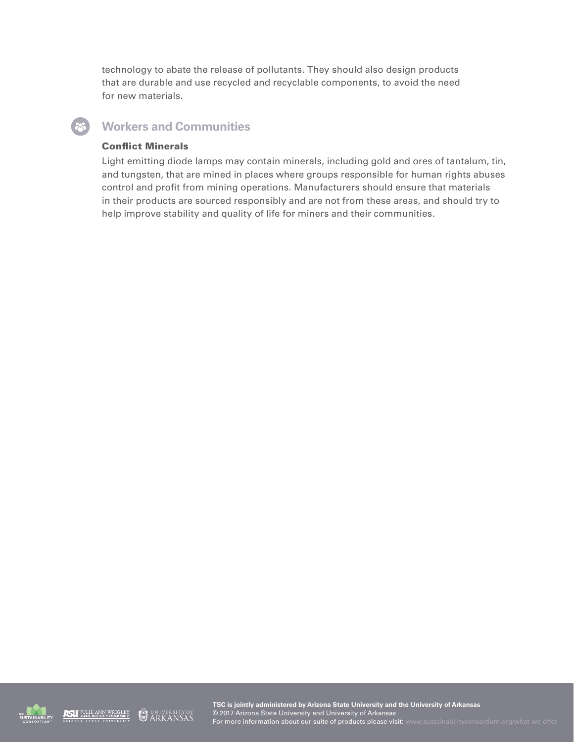technology to abate the release of pollutants. They should also design products that are durable and use recycled and recyclable components, to avoid the need for new materials.

## Workers and Communities

### Conflict Minerals

Light emitting diode lamps may contain minerals, including gold and ores of tantalum, tin, and tungsten, that are mined in places where groups responsible for human rights abuses control and profit from mining operations. Manufacturers should ensure that materials in their products are sourced responsibly and are not from these areas, and should try to help improve stability and quality of life for miners and their communities.

**TSC is jointly administered by Arizona State University and the University of Arkansas**
© 2017 Arizona State University and University of Arkansas
For more information about our suite of products please visit: www.sustainabilityconsortium.org/what-we-offer